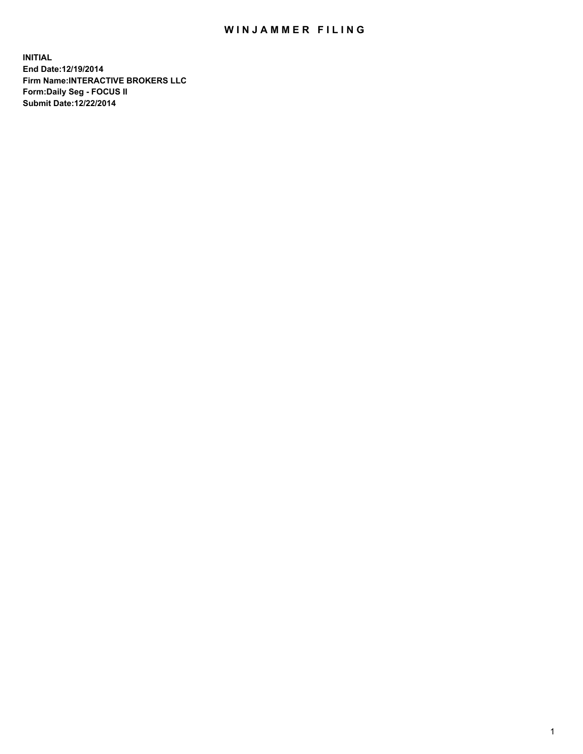# WINJAMMER FILING

**INITIAL**
**End Date:12/19/2014**
**Firm Name:INTERACTIVE BROKERS LLC**
**Form:Daily Seg - FOCUS II**
**Submit Date:12/22/2014**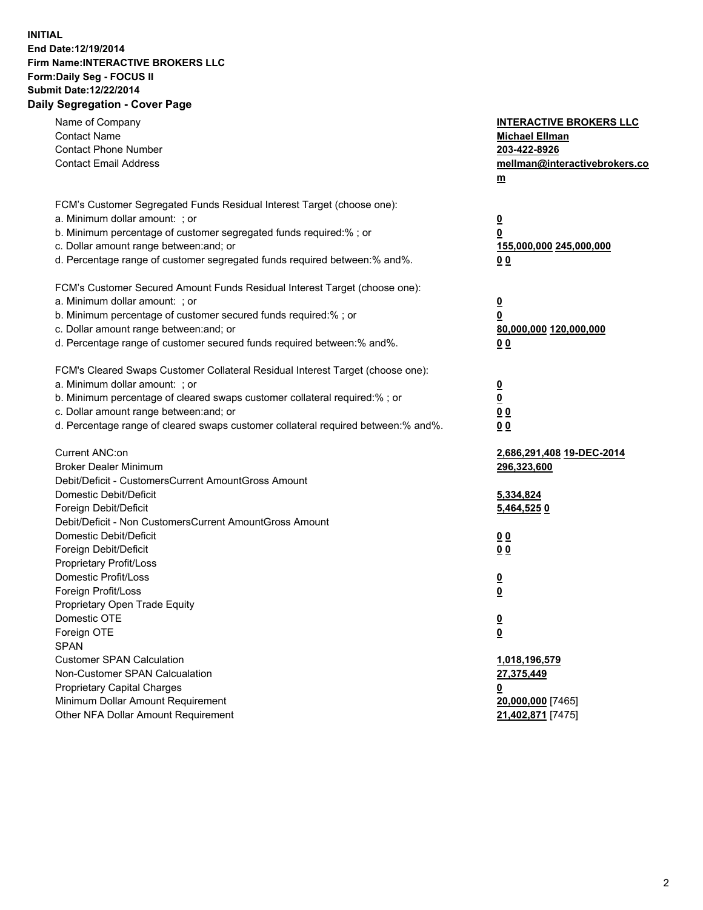**INITIAL**
**End Date:12/19/2014**
**Firm Name:INTERACTIVE BROKERS LLC**
**Form:Daily Seg - FOCUS II**
**Submit Date:12/22/2014**
**Daily Segregation - Cover Page**

| | |
|---|---|
| Name of Company | **INTERACTIVE BROKERS LLC** |
| Contact Name | **Michael Ellman** |
| Contact Phone Number | **203-422-8926** |
| Contact Email Address | **mellman@interactivebrokers.com** |
| | |
| FCM's Customer Segregated Funds Residual Interest Target (choose one): | |
| a. Minimum dollar amount: ; or | **0** |
| b. Minimum percentage of customer segregated funds required:% ; or | **0** |
| c. Dollar amount range between:and; or | **155,000,000** **245,000,000** |
| d. Percentage range of customer segregated funds required between:% and%. | **0** **0** |
| | |
| FCM's Customer Secured Amount Funds Residual Interest Target (choose one): | |
| a. Minimum dollar amount: ; or | **0** |
| b. Minimum percentage of customer secured funds required:% ; or | **0** |
| c. Dollar amount range between:and; or | **80,000,000** **120,000,000** |
| d. Percentage range of customer secured funds required between:% and%. | **0** **0** |
| | |
| FCM's Cleared Swaps Customer Collateral Residual Interest Target (choose one): | |
| a. Minimum dollar amount: ; or | **0** |
| b. Minimum percentage of cleared swaps customer collateral required:% ; or | **0** |
| c. Dollar amount range between:and; or | **0** **0** |
| d. Percentage range of cleared swaps customer collateral required between:% and%. | **0** **0** |
| | |
| Current ANC:on | **2,686,291,408** **19-DEC-2014** |
| Broker Dealer Minimum | **296,323,600** |
| Debit/Deficit - CustomersCurrent AmountGross Amount | |
| Domestic Debit/Deficit | **5,334,824** |
| Foreign Debit/Deficit | **5,464,525** **0** |
| Debit/Deficit - Non CustomersCurrent AmountGross Amount | |
| Domestic Debit/Deficit | **0** **0** |
| Foreign Debit/Deficit | **0** **0** |
| Proprietary Profit/Loss | |
| Domestic Profit/Loss | **0** |
| Foreign Profit/Loss | **0** |
| Proprietary Open Trade Equity | |
| Domestic OTE | **0** |
| Foreign OTE | **0** |
| SPAN | |
| Customer SPAN Calculation | **1,018,196,579** |
| Non-Customer SPAN Calcualation | **27,375,449** |
| Proprietary Capital Charges | **0** |
| Minimum Dollar Amount Requirement | **20,000,000** [7465] |
| Other NFA Dollar Amount Requirement | **21,402,871** [7475] |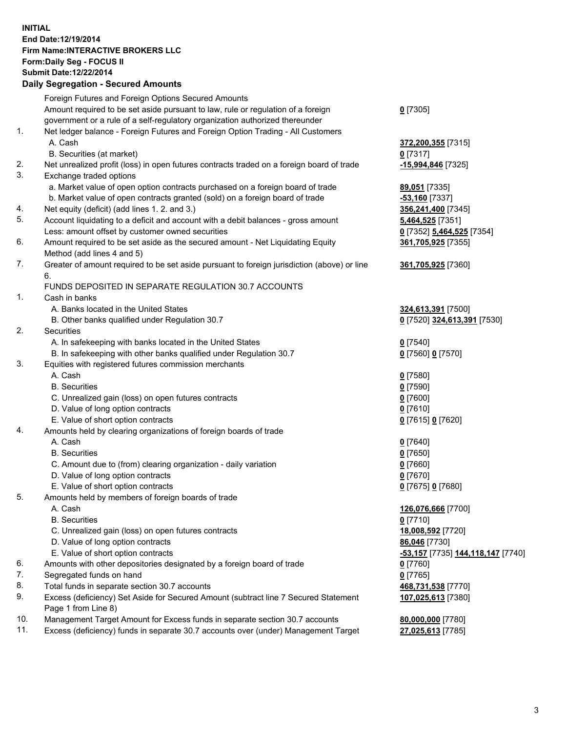**INITIAL**
**End Date:12/19/2014**
**Firm Name:INTERACTIVE BROKERS LLC**
**Form:Daily Seg - FOCUS II**
**Submit Date:12/22/2014**

**Daily Segregation - Secured Amounts**

| | | |
|---|---|---|
| | Foreign Futures and Foreign Options Secured Amounts | |
| | Amount required to be set aside pursuant to law, rule or regulation of a foreign government or a rule of a self-regulatory organization authorized thereunder | **0** [7305] |
| 1. | Net ledger balance - Foreign Futures and Foreign Option Trading - All Customers | |
| | A. Cash | **372,200,355** [7315] |
| | B. Securities (at market) | **0** [7317] |
| 2. | Net unrealized profit (loss) in open futures contracts traded on a foreign board of trade | **-15,994,846** [7325] |
| 3. | Exchange traded options | |
| | a. Market value of open option contracts purchased on a foreign board of trade | **89,051** [7335] |
| | b. Market value of open contracts granted (sold) on a foreign board of trade | **-53,160** [7337] |
| 4. | Net equity (deficit) (add lines 1. 2. and 3.) | **356,241,400** [7345] |
| 5. | Account liquidating to a deficit and account with a debit balances - gross amount | **5,464,525** [7351] |
| | Less: amount offset by customer owned securities | **0** [7352] **5,464,525** [7354] |
| 6. | Amount required to be set aside as the secured amount - Net Liquidating Equity Method (add lines 4 and 5) | **361,705,925** [7355] |
| 7. | Greater of amount required to be set aside pursuant to foreign jurisdiction (above) or line 6. | **361,705,925** [7360] |
| | FUNDS DEPOSITED IN SEPARATE REGULATION 30.7 ACCOUNTS | |
| 1. | Cash in banks | |
| | A. Banks located in the United States | **324,613,391** [7500] |
| | B. Other banks qualified under Regulation 30.7 | **0** [7520] **324,613,391** [7530] |
| 2. | Securities | |
| | A. In safekeeping with banks located in the United States | **0** [7540] |
| | B. In safekeeping with other banks qualified under Regulation 30.7 | **0** [7560] **0** [7570] |
| 3. | Equities with registered futures commission merchants | |
| | A. Cash | **0** [7580] |
| | B. Securities | **0** [7590] |
| | C. Unrealized gain (loss) on open futures contracts | **0** [7600] |
| | D. Value of long option contracts | **0** [7610] |
| | E. Value of short option contracts | **0** [7615] **0** [7620] |
| 4. | Amounts held by clearing organizations of foreign boards of trade | |
| | A. Cash | **0** [7640] |
| | B. Securities | **0** [7650] |
| | C. Amount due to (from) clearing organization - daily variation | **0** [7660] |
| | D. Value of long option contracts | **0** [7670] |
| | E. Value of short option contracts | **0** [7675] **0** [7680] |
| 5. | Amounts held by members of foreign boards of trade | |
| | A. Cash | **126,076,666** [7700] |
| | B. Securities | **0** [7710] |
| | C. Unrealized gain (loss) on open futures contracts | **18,008,592** [7720] |
| | D. Value of long option contracts | **86,046** [7730] |
| | E. Value of short option contracts | **-53,157** [7735] **144,118,147** [7740] |
| 6. | Amounts with other depositories designated by a foreign board of trade | **0** [7760] |
| 7. | Segregated funds on hand | **0** [7765] |
| 8. | Total funds in separate section 30.7 accounts | **468,731,538** [7770] |
| 9. | Excess (deficiency) Set Aside for Secured Amount (subtract line 7 Secured Statement Page 1 from Line 8) | **107,025,613** [7380] |
| 10. | Management Target Amount for Excess funds in separate section 30.7 accounts | **80,000,000** [7780] |
| 11. | Excess (deficiency) funds in separate 30.7 accounts over (under) Management Target | **27,025,613** [7785] |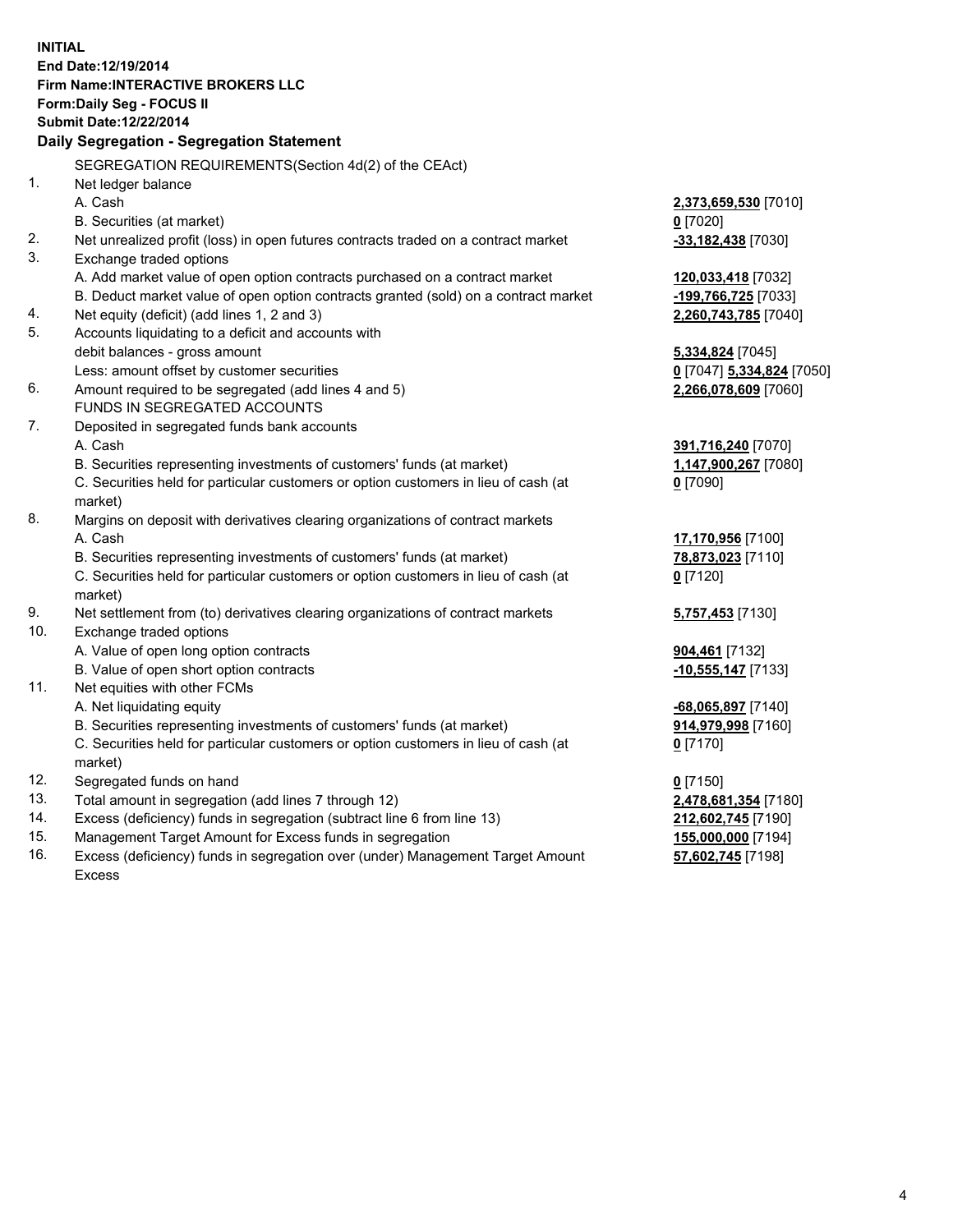**INITIAL**
**End Date:12/19/2014**
**Firm Name:INTERACTIVE BROKERS LLC**
**Form:Daily Seg - FOCUS II**
**Submit Date:12/22/2014**

## Daily Segregation - Segregation Statement

SEGREGATION REQUIREMENTS(Section 4d(2) of the CEAct)

| | | |
|---|---|---|
| 1. | Net ledger balance | |
| | A. Cash | **2,373,659,530** [7010] |
| | B. Securities (at market) | **0** [7020] |
| 2. | Net unrealized profit (loss) in open futures contracts traded on a contract market | **-33,182,438** [7030] |
| 3. | Exchange traded options | |
| | A. Add market value of open option contracts purchased on a contract market | **120,033,418** [7032] |
| | B. Deduct market value of open option contracts granted (sold) on a contract market | **-199,766,725** [7033] |
| 4. | Net equity (deficit) (add lines 1, 2 and 3) | **2,260,743,785** [7040] |
| 5. | Accounts liquidating to a deficit and accounts with debit balances - gross amount | **5,334,824** [7045] |
| | Less: amount offset by customer securities | **0** [7047] **5,334,824** [7050] |
| 6. | Amount required to be segregated (add lines 4 and 5) | **2,266,078,609** [7060] |
| | FUNDS IN SEGREGATED ACCOUNTS | |
| 7. | Deposited in segregated funds bank accounts | |
| | A. Cash | **391,716,240** [7070] |
| | B. Securities representing investments of customers' funds (at market) | **1,147,900,267** [7080] |
| | C. Securities held for particular customers or option customers in lieu of cash (at market) | **0** [7090] |
| 8. | Margins on deposit with derivatives clearing organizations of contract markets | |
| | A. Cash | **17,170,956** [7100] |
| | B. Securities representing investments of customers' funds (at market) | **78,873,023** [7110] |
| | C. Securities held for particular customers or option customers in lieu of cash (at market) | **0** [7120] |
| 9. | Net settlement from (to) derivatives clearing organizations of contract markets | **5,757,453** [7130] |
| 10. | Exchange traded options | |
| | A. Value of open long option contracts | **904,461** [7132] |
| | B. Value of open short option contracts | **-10,555,147** [7133] |
| 11. | Net equities with other FCMs | |
| | A. Net liquidating equity | **-68,065,897** [7140] |
| | B. Securities representing investments of customers' funds (at market) | **914,979,998** [7160] |
| | C. Securities held for particular customers or option customers in lieu of cash (at market) | **0** [7170] |
| 12. | Segregated funds on hand | **0** [7150] |
| 13. | Total amount in segregation (add lines 7 through 12) | **2,478,681,354** [7180] |
| 14. | Excess (deficiency) funds in segregation (subtract line 6 from line 13) | **212,602,745** [7190] |
| 15. | Management Target Amount for Excess funds in segregation | **155,000,000** [7194] |
| 16. | Excess (deficiency) funds in segregation over (under) Management Target Amount Excess | **57,602,745** [7198] |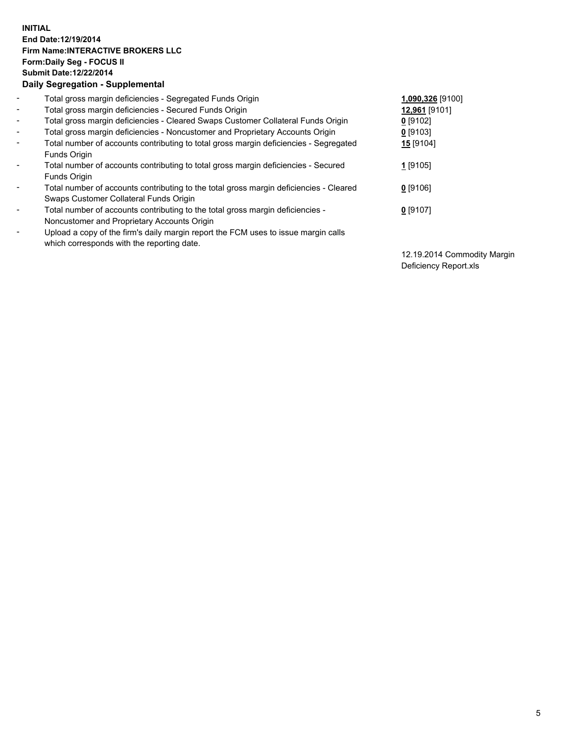**INITIAL**
**End Date:12/19/2014**
**Firm Name:INTERACTIVE BROKERS LLC**
**Form:Daily Seg - FOCUS II**
**Submit Date:12/22/2014**
**Daily Segregation - Supplemental**

| | | |
|---|---|---|
| - | Total gross margin deficiencies - Segregated Funds Origin | **1,090,326** [9100] |
| - | Total gross margin deficiencies - Secured Funds Origin | **12,961** [9101] |
| - | Total gross margin deficiencies - Cleared Swaps Customer Collateral Funds Origin | **0** [9102] |
| - | Total gross margin deficiencies - Noncustomer and Proprietary Accounts Origin | **0** [9103] |
| - | Total number of accounts contributing to total gross margin deficiencies - Segregated Funds Origin | **15** [9104] |
| - | Total number of accounts contributing to total gross margin deficiencies - Secured Funds Origin | **1** [9105] |
| - | Total number of accounts contributing to the total gross margin deficiencies - Cleared Swaps Customer Collateral Funds Origin | **0** [9106] |
| - | Total number of accounts contributing to the total gross margin deficiencies - Noncustomer and Proprietary Accounts Origin | **0** [9107] |
| - | Upload a copy of the firm's daily margin report the FCM uses to issue margin calls which corresponds with the reporting date. | 12.19.2014 Commodity Margin Deficiency Report.xls |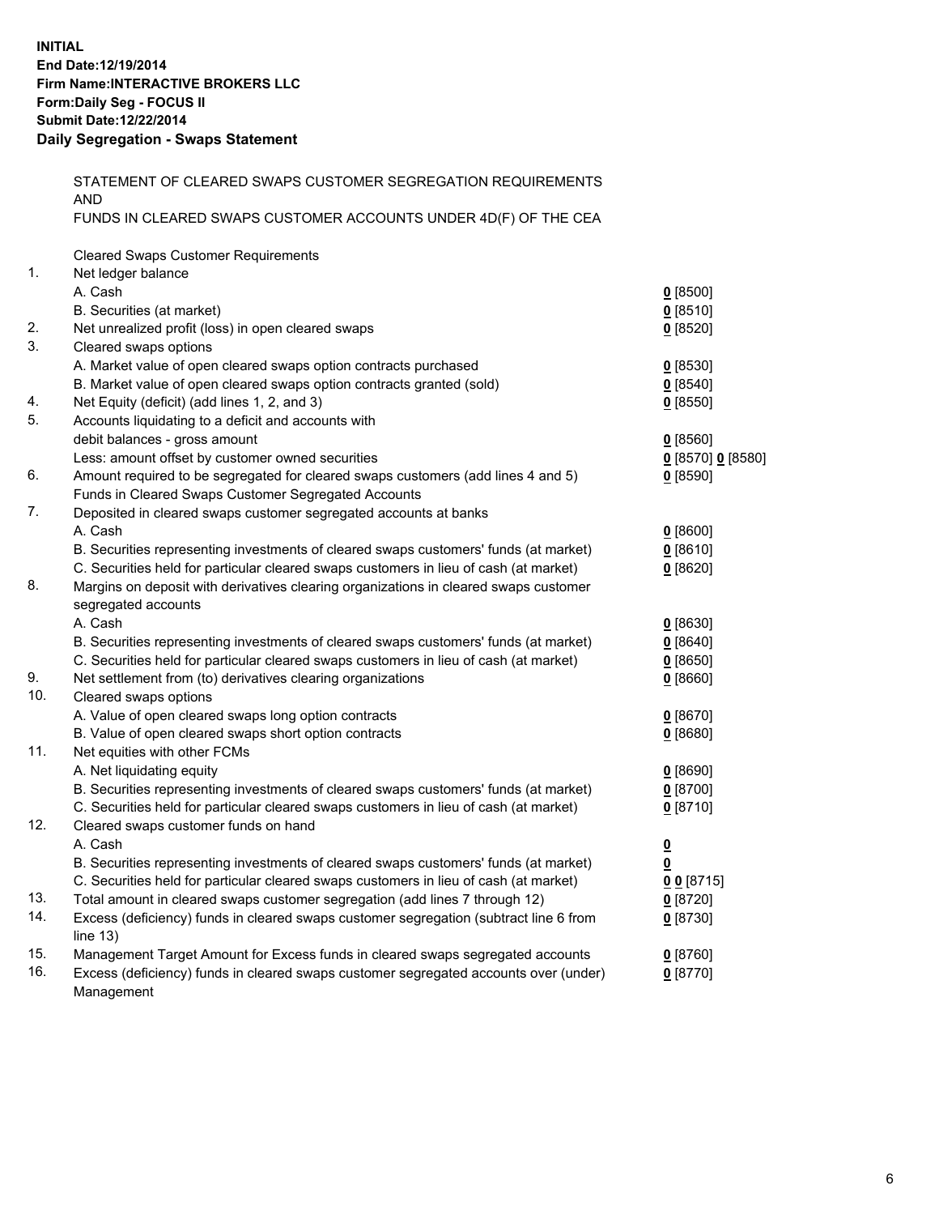**INITIAL**
**End Date:12/19/2014**
**Firm Name:INTERACTIVE BROKERS LLC**
**Form:Daily Seg - FOCUS II**
**Submit Date:12/22/2014**
**Daily Segregation - Swaps Statement**

STATEMENT OF CLEARED SWAPS CUSTOMER SEGREGATION REQUIREMENTS AND FUNDS IN CLEARED SWAPS CUSTOMER ACCOUNTS UNDER 4D(F) OF THE CEA

| | | |
|---|---|---|
| | Cleared Swaps Customer Requirements | |
| 1. | Net ledger balance | |
| | A. Cash | 0 [8500] |
| | B. Securities (at market) | 0 [8510] |
| 2. | Net unrealized profit (loss) in open cleared swaps | 0 [8520] |
| 3. | Cleared swaps options | |
| | A. Market value of open cleared swaps option contracts purchased | 0 [8530] |
| | B. Market value of open cleared swaps option contracts granted (sold) | 0 [8540] |
| 4. | Net Equity (deficit) (add lines 1, 2, and 3) | 0 [8550] |
| 5. | Accounts liquidating to a deficit and accounts with | |
| | debit balances - gross amount | 0 [8560] |
| | Less: amount offset by customer owned securities | 0 [8570] 0 [8580] |
| 6. | Amount required to be segregated for cleared swaps customers (add lines 4 and 5) | 0 [8590] |
| | Funds in Cleared Swaps Customer Segregated Accounts | |
| 7. | Deposited in cleared swaps customer segregated accounts at banks | |
| | A. Cash | 0 [8600] |
| | B. Securities representing investments of cleared swaps customers' funds (at market) | 0 [8610] |
| | C. Securities held for particular cleared swaps customers in lieu of cash (at market) | 0 [8620] |
| 8. | Margins on deposit with derivatives clearing organizations in cleared swaps customer segregated accounts | |
| | A. Cash | 0 [8630] |
| | B. Securities representing investments of cleared swaps customers' funds (at market) | 0 [8640] |
| | C. Securities held for particular cleared swaps customers in lieu of cash (at market) | 0 [8650] |
| 9. | Net settlement from (to) derivatives clearing organizations | 0 [8660] |
| 10. | Cleared swaps options | |
| | A. Value of open cleared swaps long option contracts | 0 [8670] |
| | B. Value of open cleared swaps short option contracts | 0 [8680] |
| 11. | Net equities with other FCMs | |
| | A. Net liquidating equity | 0 [8690] |
| | B. Securities representing investments of cleared swaps customers' funds (at market) | 0 [8700] |
| | C. Securities held for particular cleared swaps customers in lieu of cash (at market) | 0 [8710] |
| 12. | Cleared swaps customer funds on hand | |
| | A. Cash | 0 |
| | B. Securities representing investments of cleared swaps customers' funds (at market) | 0 |
| | C. Securities held for particular cleared swaps customers in lieu of cash (at market) | 0 0 [8715] |
| 13. | Total amount in cleared swaps customer segregation (add lines 7 through 12) | 0 [8720] |
| 14. | Excess (deficiency) funds in cleared swaps customer segregation (subtract line 6 from line 13) | 0 [8730] |
| 15. | Management Target Amount for Excess funds in cleared swaps segregated accounts | 0 [8760] |
| 16. | Excess (deficiency) funds in cleared swaps customer segregated accounts over (under) Management | 0 [8770] |